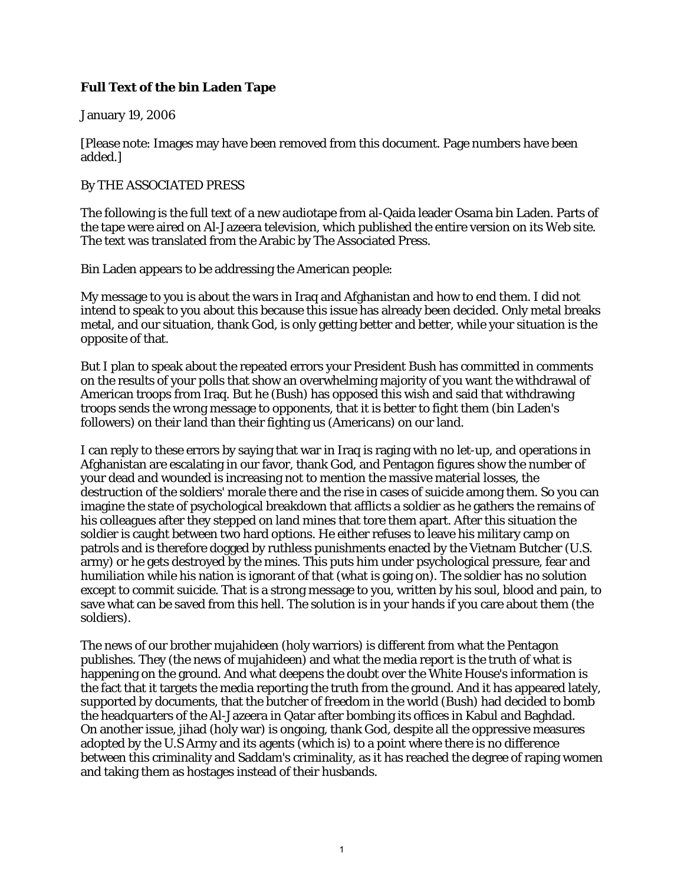**Full Text of the bin Laden Tape**

January 19, 2006

[Please note: Images may have been removed from this document. Page numbers have been added.]

By THE ASSOCIATED PRESS

The following is the full text of a new audiotape from al-Qaida leader Osama bin Laden. Parts of the tape were aired on Al-Jazeera television, which published the entire version on its Web site. The text was translated from the Arabic by The Associated Press.

Bin Laden appears to be addressing the American people:

My message to you is about the wars in Iraq and Afghanistan and how to end them. I did not intend to speak to you about this because this issue has already been decided. Only metal breaks metal, and our situation, thank God, is only getting better and better, while your situation is the opposite of that.

But I plan to speak about the repeated errors your President Bush has committed in comments on the results of your polls that show an overwhelming majority of you want the withdrawal of American troops from Iraq. But he (Bush) has opposed this wish and said that withdrawing troops sends the wrong message to opponents, that it is better to fight them (bin Laden's followers) on their land than their fighting us (Americans) on our land.

I can reply to these errors by saying that war in Iraq is raging with no let-up, and operations in Afghanistan are escalating in our favor, thank God, and Pentagon figures show the number of your dead and wounded is increasing not to mention the massive material losses, the destruction of the soldiers' morale there and the rise in cases of suicide among them. So you can imagine the state of psychological breakdown that afflicts a soldier as he gathers the remains of his colleagues after they stepped on land mines that tore them apart. After this situation the soldier is caught between two hard options. He either refuses to leave his military camp on patrols and is therefore dogged by ruthless punishments enacted by the Vietnam Butcher (U.S. army) or he gets destroyed by the mines. This puts him under psychological pressure, fear and humiliation while his nation is ignorant of that (what is going on). The soldier has no solution except to commit suicide. That is a strong message to you, written by his soul, blood and pain, to save what can be saved from this hell. The solution is in your hands if you care about them (the soldiers).

The news of our brother mujahideen (holy warriors) is different from what the Pentagon publishes. They (the news of mujahideen) and what the media report is the truth of what is happening on the ground. And what deepens the doubt over the White House's information is the fact that it targets the media reporting the truth from the ground. And it has appeared lately, supported by documents, that the butcher of freedom in the world (Bush) had decided to bomb the headquarters of the Al-Jazeera in Qatar after bombing its offices in Kabul and Baghdad. On another issue, jihad (holy war) is ongoing, thank God, despite all the oppressive measures adopted by the U.S Army and its agents (which is) to a point where there is no difference between this criminality and Saddam's criminality, as it has reached the degree of raping women and taking them as hostages instead of their husbands.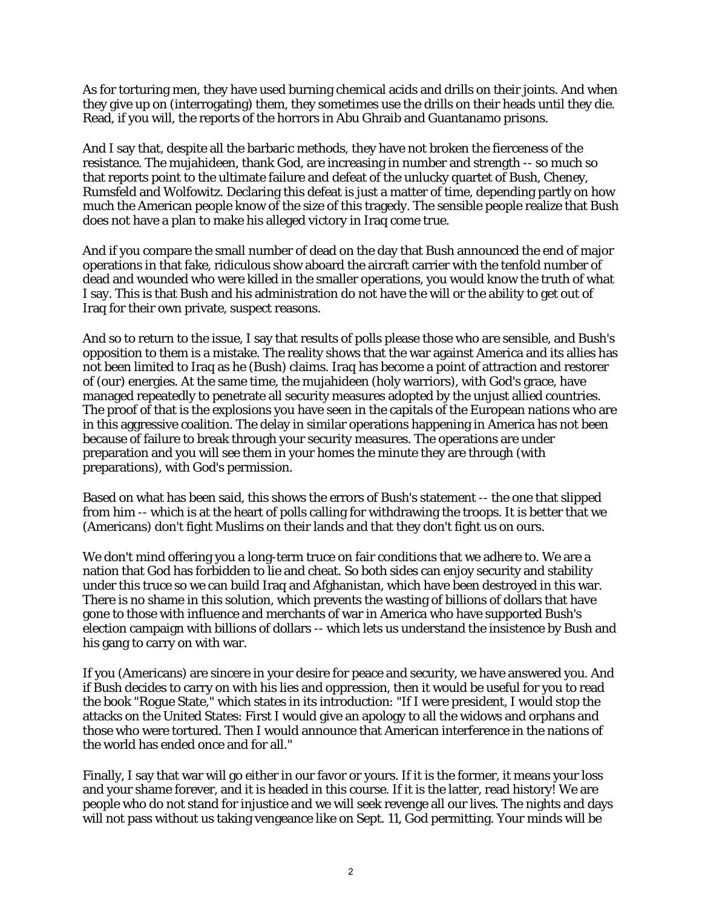As for torturing men, they have used burning chemical acids and drills on their joints. And when they give up on (interrogating) them, they sometimes use the drills on their heads until they die. Read, if you will, the reports of the horrors in Abu Ghraib and Guantanamo prisons.

And I say that, despite all the barbaric methods, they have not broken the fierceness of the resistance. The mujahideen, thank God, are increasing in number and strength -- so much so that reports point to the ultimate failure and defeat of the unlucky quartet of Bush, Cheney, Rumsfeld and Wolfowitz. Declaring this defeat is just a matter of time, depending partly on how much the American people know of the size of this tragedy. The sensible people realize that Bush does not have a plan to make his alleged victory in Iraq come true.

And if you compare the small number of dead on the day that Bush announced the end of major operations in that fake, ridiculous show aboard the aircraft carrier with the tenfold number of dead and wounded who were killed in the smaller operations, you would know the truth of what I say. This is that Bush and his administration do not have the will or the ability to get out of Iraq for their own private, suspect reasons.

And so to return to the issue, I say that results of polls please those who are sensible, and Bush's opposition to them is a mistake. The reality shows that the war against America and its allies has not been limited to Iraq as he (Bush) claims. Iraq has become a point of attraction and restorer of (our) energies. At the same time, the mujahideen (holy warriors), with God's grace, have managed repeatedly to penetrate all security measures adopted by the unjust allied countries. The proof of that is the explosions you have seen in the capitals of the European nations who are in this aggressive coalition. The delay in similar operations happening in America has not been because of failure to break through your security measures. The operations are under preparation and you will see them in your homes the minute they are through (with preparations), with God's permission.

Based on what has been said, this shows the errors of Bush's statement -- the one that slipped from him -- which is at the heart of polls calling for withdrawing the troops. It is better that we (Americans) don't fight Muslims on their lands and that they don't fight us on ours.

We don't mind offering you a long-term truce on fair conditions that we adhere to. We are a nation that God has forbidden to lie and cheat. So both sides can enjoy security and stability under this truce so we can build Iraq and Afghanistan, which have been destroyed in this war. There is no shame in this solution, which prevents the wasting of billions of dollars that have gone to those with influence and merchants of war in America who have supported Bush's election campaign with billions of dollars -- which lets us understand the insistence by Bush and his gang to carry on with war.

If you (Americans) are sincere in your desire for peace and security, we have answered you. And if Bush decides to carry on with his lies and oppression, then it would be useful for you to read the book "Rogue State," which states in its introduction: "If I were president, I would stop the attacks on the United States: First I would give an apology to all the widows and orphans and those who were tortured. Then I would announce that American interference in the nations of the world has ended once and for all."

Finally, I say that war will go either in our favor or yours. If it is the former, it means your loss and your shame forever, and it is headed in this course. If it is the latter, read history! We are people who do not stand for injustice and we will seek revenge all our lives. The nights and days will not pass without us taking vengeance like on Sept. 11, God permitting. Your minds will be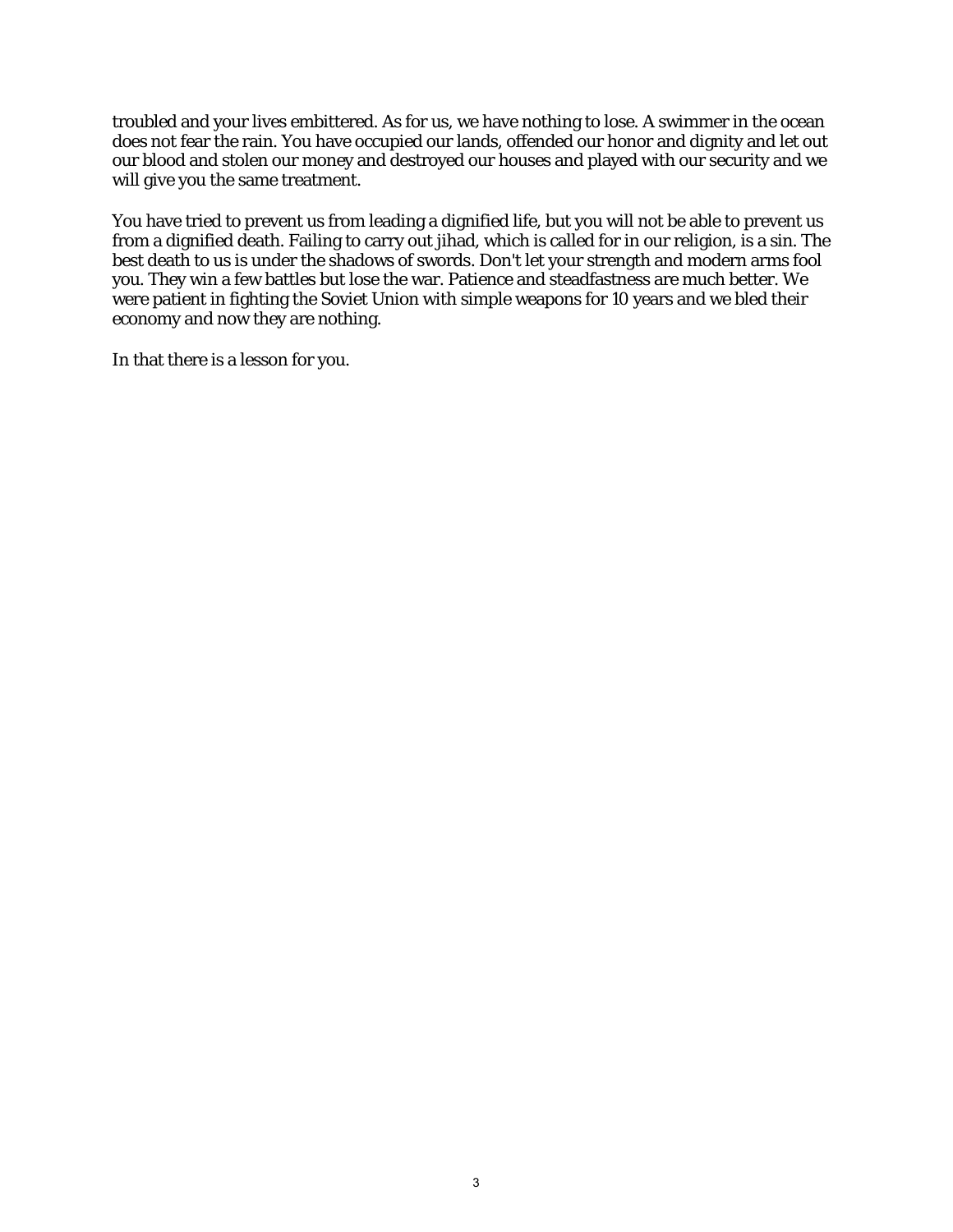troubled and your lives embittered. As for us, we have nothing to lose. A swimmer in the ocean does not fear the rain. You have occupied our lands, offended our honor and dignity and let out our blood and stolen our money and destroyed our houses and played with our security and we will give you the same treatment.

You have tried to prevent us from leading a dignified life, but you will not be able to prevent us from a dignified death. Failing to carry out jihad, which is called for in our religion, is a sin. The best death to us is under the shadows of swords. Don't let your strength and modern arms fool you. They win a few battles but lose the war. Patience and steadfastness are much better. We were patient in fighting the Soviet Union with simple weapons for 10 years and we bled their economy and now they are nothing.

In that there is a lesson for you.